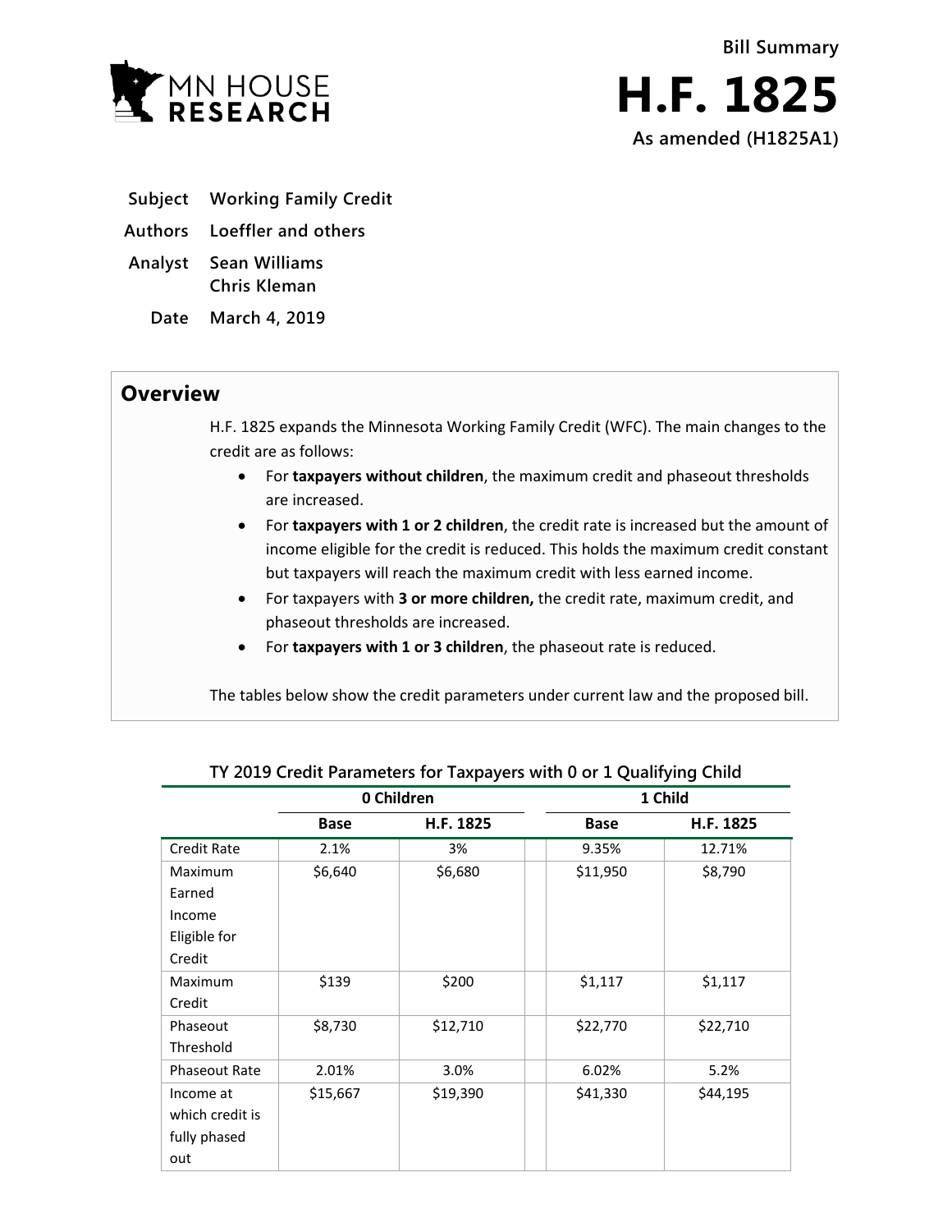Bill Summary

# H.F. 1825

As amended (H1825A1)

**Subject** Working Family Credit

**Authors** Loeffler and others

**Analyst** Sean Williams
Chris Kleman

**Date** March 4, 2019

## Overview

H.F. 1825 expands the Minnesota Working Family Credit (WFC). The main changes to the credit are as follows:

- For **taxpayers without children**, the maximum credit and phaseout thresholds are increased.
- For **taxpayers with 1 or 2 children**, the credit rate is increased but the amount of income eligible for the credit is reduced. This holds the maximum credit constant but taxpayers will reach the maximum credit with less earned income.
- For taxpayers with **3 or more children,** the credit rate, maximum credit, and phaseout thresholds are increased.
- For **taxpayers with 1 or 3 children**, the phaseout rate is reduced.

The tables below show the credit parameters under current law and the proposed bill.

**TY 2019 Credit Parameters for Taxpayers with 0 or 1 Qualifying Child**

| | 0 Children | | 1 Child | |
|---|---|---|---|---|
| | **Base** | **H.F. 1825** | **Base** | **H.F. 1825** |
| Credit Rate | 2.1% | 3% | 9.35% | 12.71% |
| Maximum Earned Income Eligible for Credit | $6,640 | $6,680 | $11,950 | $8,790 |
| Maximum Credit | $139 | $200 | $1,117 | $1,117 |
| Phaseout Threshold | $8,730 | $12,710 | $22,770 | $22,710 |
| Phaseout Rate | 2.01% | 3.0% | 6.02% | 5.2% |
| Income at which credit is fully phased out | $15,667 | $19,390 | $41,330 | $44,195 |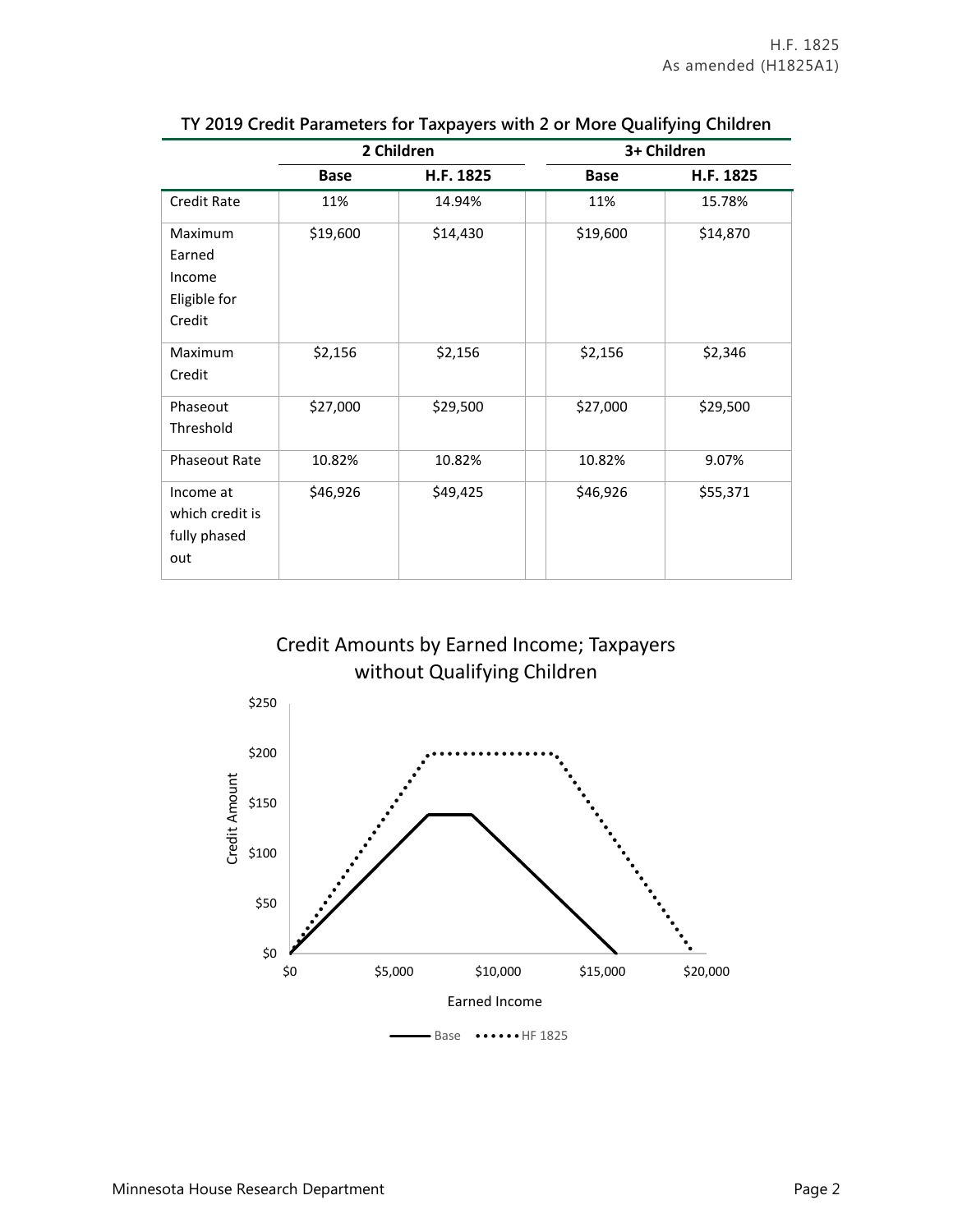**TY 2019 Credit Parameters for Taxpayers with 2 or More Qualifying Children**

| | 2 Children | | | 3+ Children | |
|---|---|---|---|---|---|
| | **Base** | **H.F. 1825** | | **Base** | **H.F. 1825** |
| Credit Rate | 11% | 14.94% | | 11% | 15.78% |
| Maximum Earned Income Eligible for Credit | $19,600 | $14,430 | | $19,600 | $14,870 |
| Maximum Credit | $2,156 | $2,156 | | $2,156 | $2,346 |
| Phaseout Threshold | $27,000 | $29,500 | | $27,000 | $29,500 |
| Phaseout Rate | 10.82% | 10.82% | | 10.82% | 9.07% |
| Income at which credit is fully phased out | $46,926 | $49,425 | | $46,926 | $55,371 |

Credit Amounts by Earned Income; Taxpayers without Qualifying Children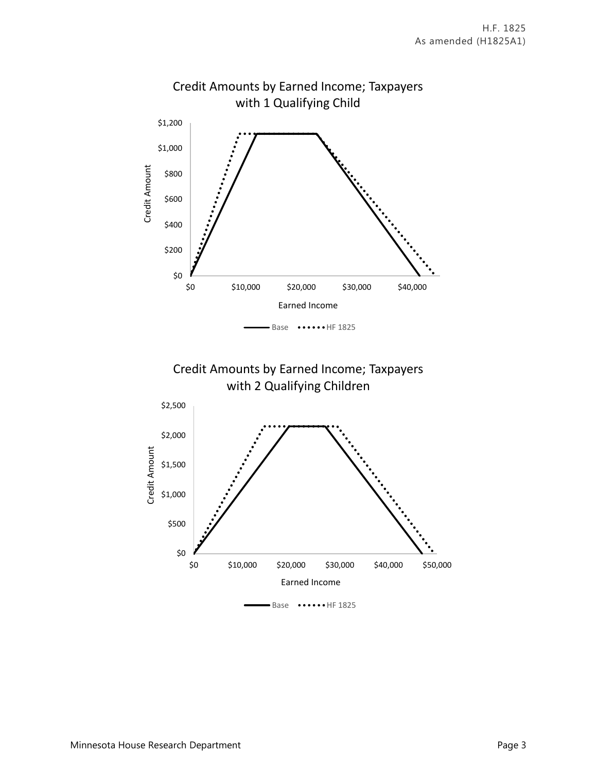Credit Amounts by Earned Income; Taxpayers with 1 Qualifying Child

Credit Amounts by Earned Income; Taxpayers with 2 Qualifying Children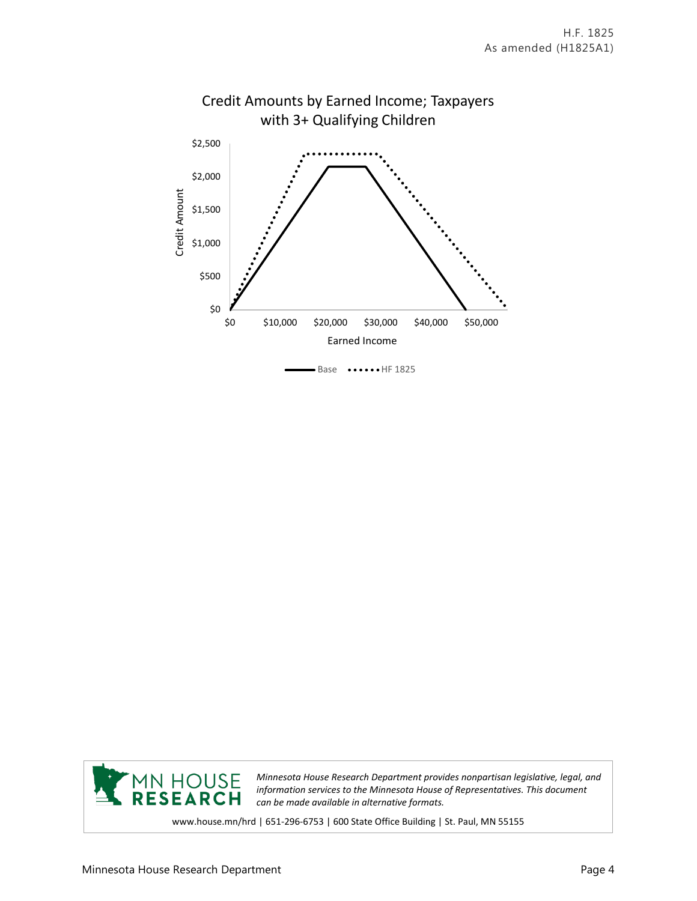Credit Amounts by Earned Income; Taxpayers with 3+ Qualifying Children

Credit Amount

$2,500

$2,000

$1,500

$1,000

$500

$0

$0 $10,000 $20,000 $30,000 $40,000 $50,000

Earned Income

Base HF 1825

*Minnesota House Research Department provides nonpartisan legislative, legal, and information services to the Minnesota House of Representatives. This document can be made available in alternative formats.*

www.house.mn/hrd | 651-296-6753 | 600 State Office Building | St. Paul, MN 55155